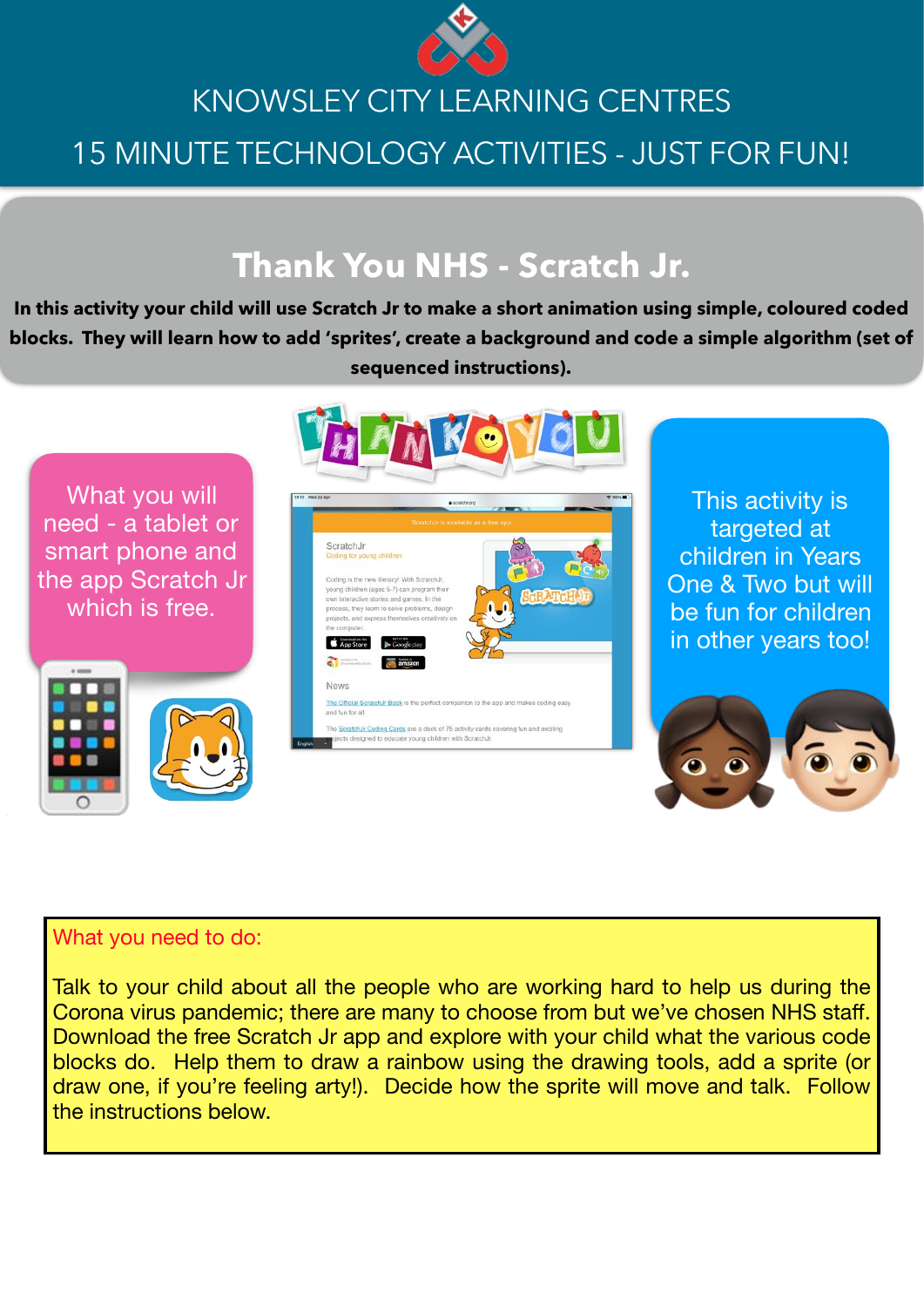# KNOWSLEY CITY LEARNING CENTRES

## 15 MINUTE TECHNOLOGY ACTIVITIES - JUST FOR FUN!

## Thank You NHS - Scratch Jr.

**In this activity your child will use Scratch Jr to make a short animation using simple, coloured coded blocks. They will learn how to add 'sprites', create a background and code a simple algorithm (set of sequenced instructions).**

What you will need - a tablet or smart phone and the app Scratch Jr which is free.

This activity is targeted at children in Years One & Two but will be fun for children in other years too!

What you need to do:

Talk to your child about all the people who are working hard to help us during the Corona virus pandemic; there are many to choose from but we've chosen NHS staff. Download the free Scratch Jr app and explore with your child what the various code blocks do. Help them to draw a rainbow using the drawing tools, add a sprite (or draw one, if you're feeling arty!). Decide how the sprite will move and talk. Follow the instructions below.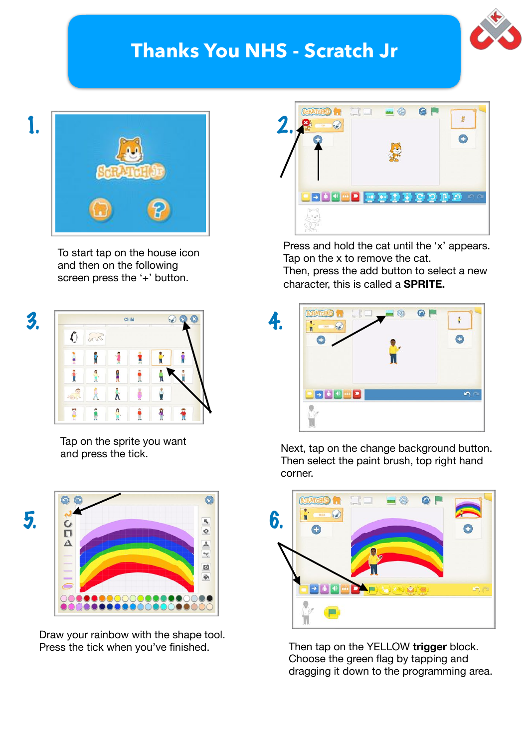# Thanks You NHS - Scratch Jr

1. To start tap on the house icon and then on the following screen press the '+' button.

2. Press and hold the cat until the 'x' appears. Tap on the x to remove the cat. Then, press the add button to select a new character, this is called a **SPRITE.**

3. Tap on the sprite you want and press the tick.

4. Next, tap on the change background button. Then select the paint brush, top right hand corner.

5. Draw your rainbow with the shape tool. Press the tick when you've finished.

6. Then tap on the YELLOW **trigger** block. Choose the green flag by tapping and dragging it down to the programming area.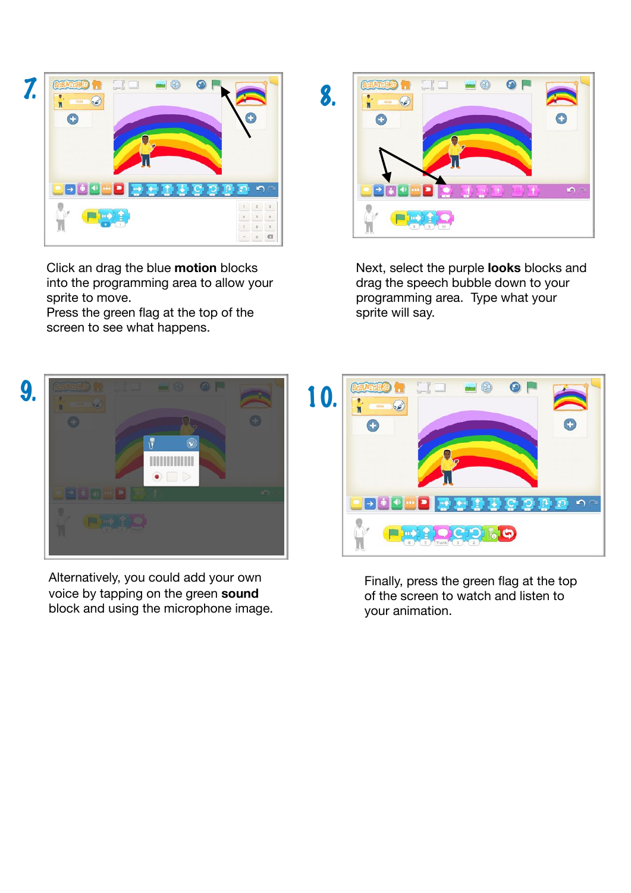7.

Click an drag the blue **motion** blocks into the programming area to allow your sprite to move.
Press the green flag at the top of the screen to see what happens.

8.

Next, select the purple **looks** blocks and drag the speech bubble down to your programming area. Type what your sprite will say.

9.

Alternatively, you could add your own voice by tapping on the green **sound** block and using the microphone image.

10.

Finally, press the green flag at the top of the screen to watch and listen to your animation.